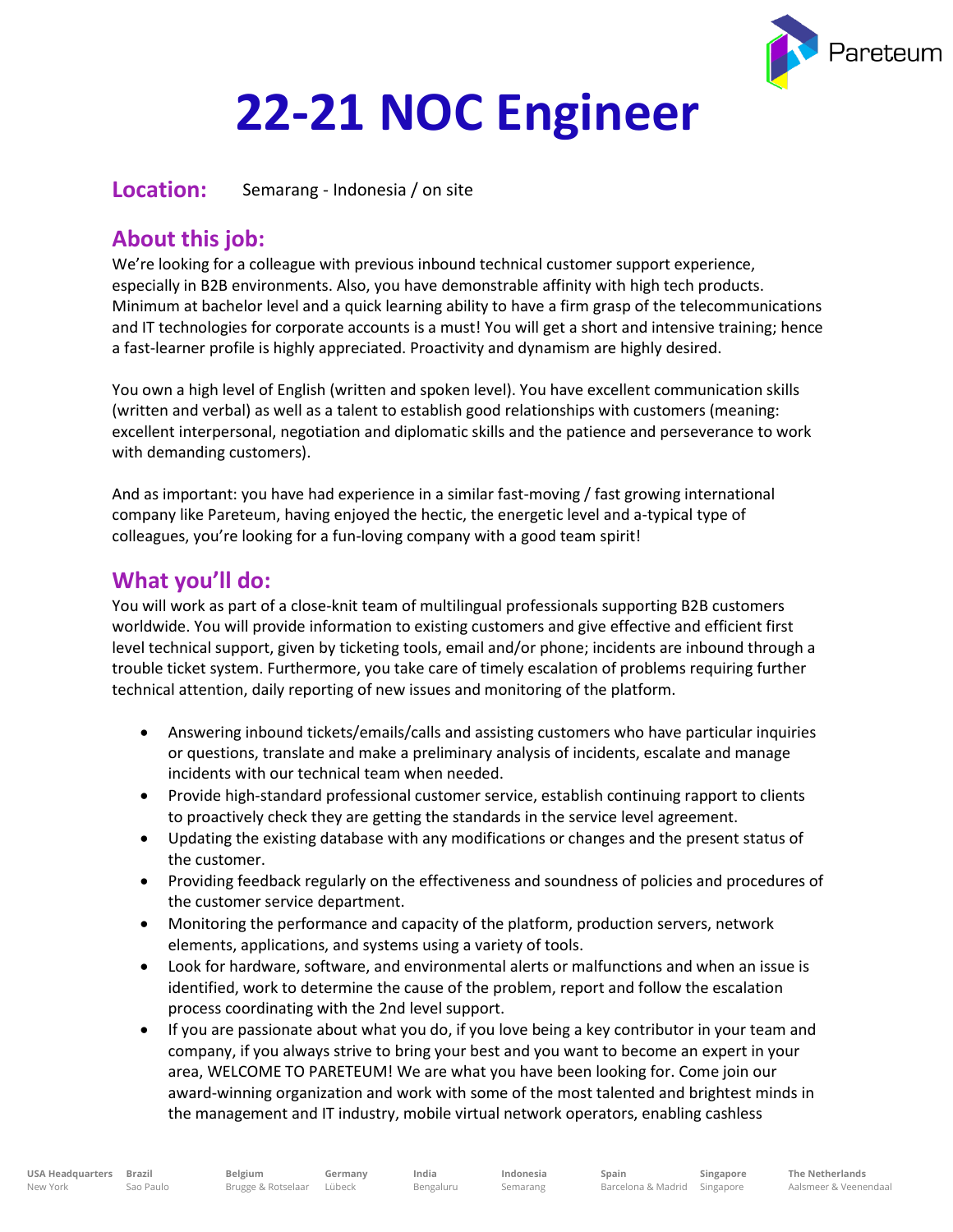Pareteum

# 22-21 NOC Engineer

**Location:** Semarang - Indonesia / on site

## About this job:

We're looking for a colleague with previous inbound technical customer support experience, especially in B2B environments. Also, you have demonstrable affinity with high tech products. Minimum at bachelor level and a quick learning ability to have a firm grasp of the telecommunications and IT technologies for corporate accounts is a must! You will get a short and intensive training; hence a fast-learner profile is highly appreciated. Proactivity and dynamism are highly desired.

You own a high level of English (written and spoken level). You have excellent communication skills (written and verbal) as well as a talent to establish good relationships with customers (meaning: excellent interpersonal, negotiation and diplomatic skills and the patience and perseverance to work with demanding customers).

And as important: you have had experience in a similar fast-moving / fast growing international company like Pareteum, having enjoyed the hectic, the energetic level and a-typical type of colleagues, you're looking for a fun-loving company with a good team spirit!

## What you'll do:

You will work as part of a close-knit team of multilingual professionals supporting B2B customers worldwide. You will provide information to existing customers and give effective and efficient first level technical support, given by ticketing tools, email and/or phone; incidents are inbound through a trouble ticket system. Furthermore, you take care of timely escalation of problems requiring further technical attention, daily reporting of new issues and monitoring of the platform.

- Answering inbound tickets/emails/calls and assisting customers who have particular inquiries or questions, translate and make a preliminary analysis of incidents, escalate and manage incidents with our technical team when needed.
- Provide high-standard professional customer service, establish continuing rapport to clients to proactively check they are getting the standards in the service level agreement.
- Updating the existing database with any modifications or changes and the present status of the customer.
- Providing feedback regularly on the effectiveness and soundness of policies and procedures of the customer service department.
- Monitoring the performance and capacity of the platform, production servers, network elements, applications, and systems using a variety of tools.
- Look for hardware, software, and environmental alerts or malfunctions and when an issue is identified, work to determine the cause of the problem, report and follow the escalation process coordinating with the 2nd level support.
- If you are passionate about what you do, if you love being a key contributor in your team and company, if you always strive to bring your best and you want to become an expert in your area, WELCOME TO PARETEUM! We are what you have been looking for. Come join our award-winning organization and work with some of the most talented and brightest minds in the management and IT industry, mobile virtual network operators, enabling cashless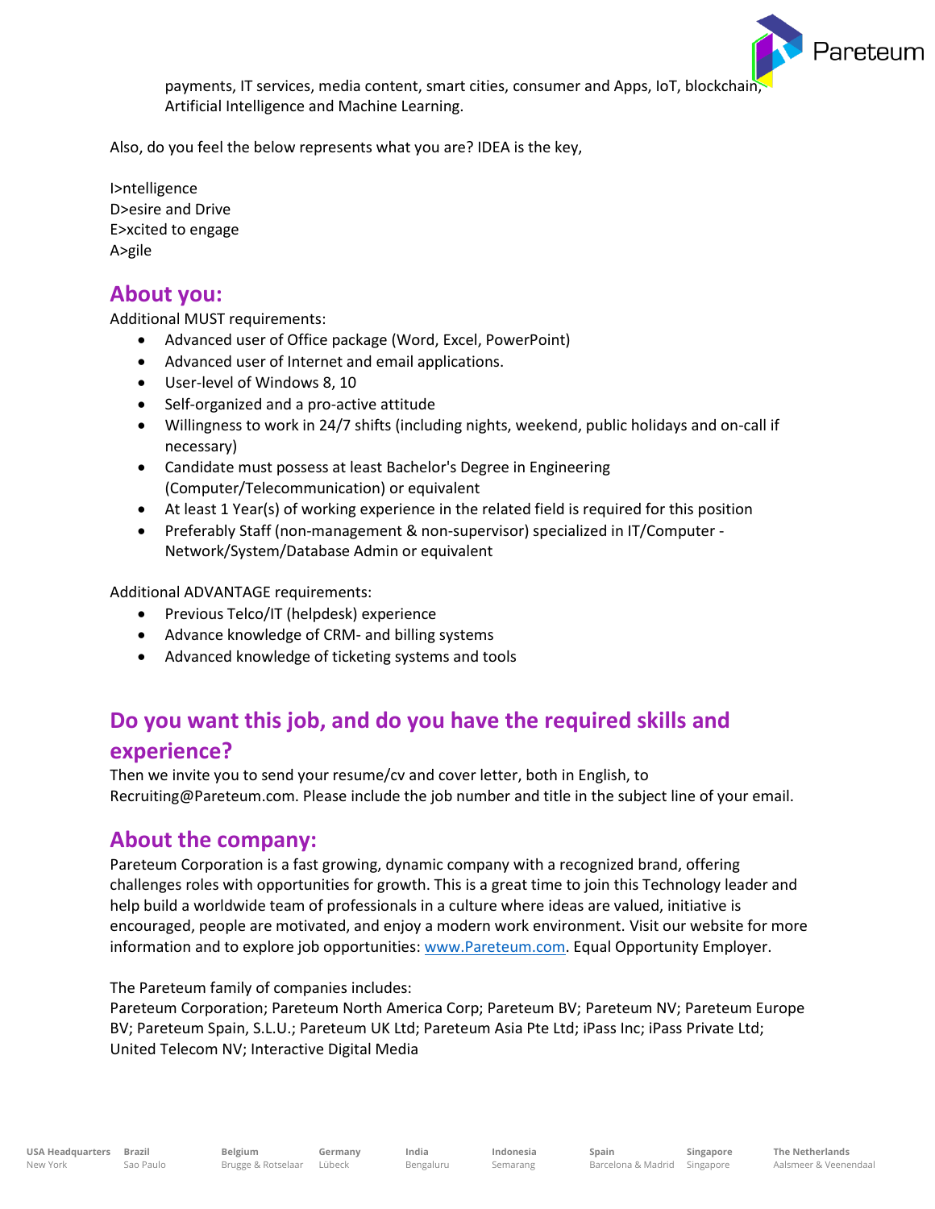payments, IT services, media content, smart cities, consumer and Apps, IoT, blockchain, Artificial Intelligence and Machine Learning.

Also, do you feel the below represents what you are? IDEA is the key,

I>ntelligence
D>esire and Drive
E>xcited to engage
A>gile

## About you:

Additional MUST requirements:

- Advanced user of Office package (Word, Excel, PowerPoint)
- Advanced user of Internet and email applications.
- User-level of Windows 8, 10
- Self-organized and a pro-active attitude
- Willingness to work in 24/7 shifts (including nights, weekend, public holidays and on-call if necessary)
- Candidate must possess at least Bachelor's Degree in Engineering (Computer/Telecommunication) or equivalent
- At least 1 Year(s) of working experience in the related field is required for this position
- Preferably Staff (non-management & non-supervisor) specialized in IT/Computer - Network/System/Database Admin or equivalent

Additional ADVANTAGE requirements:

- Previous Telco/IT (helpdesk) experience
- Advance knowledge of CRM- and billing systems
- Advanced knowledge of ticketing systems and tools

## Do you want this job, and do you have the required skills and experience?

Then we invite you to send your resume/cv and cover letter, both in English, to Recruiting@Pareteum.com. Please include the job number and title in the subject line of your email.

## About the company:

Pareteum Corporation is a fast growing, dynamic company with a recognized brand, offering challenges roles with opportunities for growth. This is a great time to join this Technology leader and help build a worldwide team of professionals in a culture where ideas are valued, initiative is encouraged, people are motivated, and enjoy a modern work environment. Visit our website for more information and to explore job opportunities: www.Pareteum.com. Equal Opportunity Employer.

The Pareteum family of companies includes:
Pareteum Corporation; Pareteum North America Corp; Pareteum BV; Pareteum NV; Pareteum Europe BV; Pareteum Spain, S.L.U.; Pareteum UK Ltd; Pareteum Asia Pte Ltd; iPass Inc; iPass Private Ltd; United Telecom NV; Interactive Digital Media